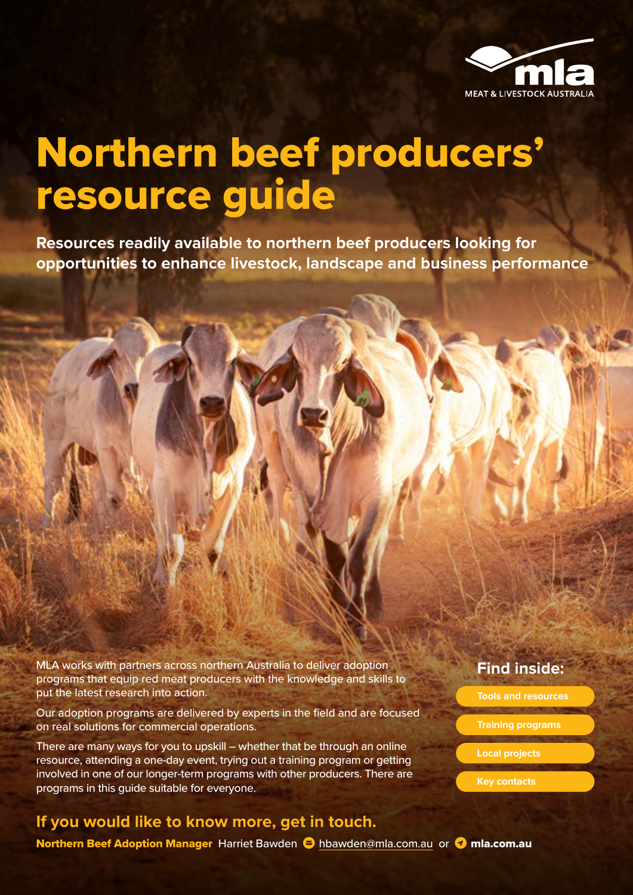MEAT & LIVESTOCK AUSTRALIA

# Northern beef producers' resource guide

**Resources readily available to northern beef producers looking for opportunities to enhance livestock, landscape and business performance**

MLA works with partners across northern Australia to deliver adoption programs that equip red meat producers with the knowledge and skills to put the latest research into action.

Our adoption programs are delivered by experts in the field and are focused on real solutions for commercial operations.

There are many ways for you to upskill – whether that be through an online resource, attending a one-day event, trying out a training program or getting involved in one of our longer-term programs with other producers. There are programs in this guide suitable for everyone.

## Find inside:

- Tools and resources
- Training programs
- Local projects
- Key contacts

## If you would like to know more, get in touch.

**Northern Beef Adoption Manager** Harriet Bawden hbawden@mla.com.au or **mla.com.au**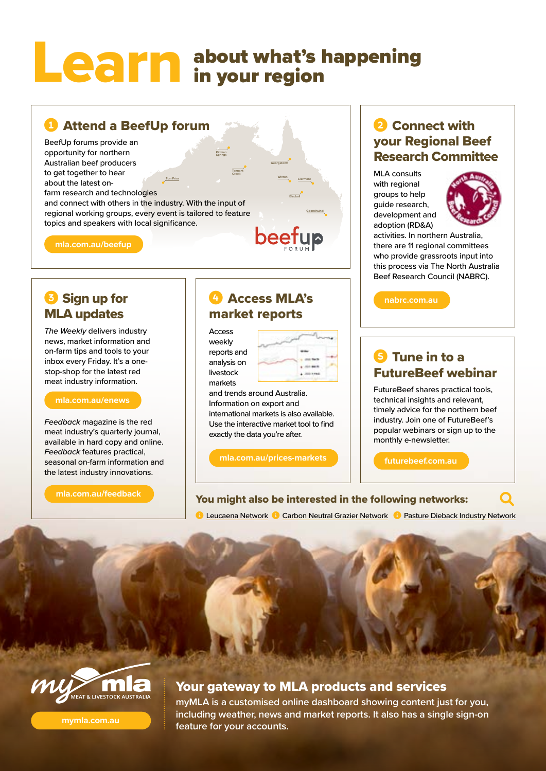# Learn about what's happening in your region

## 1 Attend a BeefUp forum

BeefUp forums provide an opportunity for northern Australian beef producers to get together to hear about the latest on-farm research and technologies and connect with others in the industry. With the input of regional working groups, every event is tailored to feature topics and speakers with local significance.

mla.com.au/beefup

## 2 Connect with your Regional Beef Research Committee

MLA consults with regional groups to help guide research, development and adoption (RD&A) activities. In northern Australia, there are 11 regional committees who provide grassroots input into this process via The North Australia Beef Research Council (NABRC).

nabrc.com.au

## 3 Sign up for MLA updates

*The Weekly* delivers industry news, market information and on-farm tips and tools to your inbox every Friday. It's a one-stop-shop for the latest red meat industry information.

mla.com.au/enews

*Feedback* magazine is the red meat industry's quarterly journal, available in hard copy and online. *Feedback* features practical, seasonal on-farm information and the latest industry innovations.

mla.com.au/feedback

## 4 Access MLA's market reports

Access weekly reports and analysis on livestock markets and trends around Australia. Information on export and international markets is also available. Use the interactive market tool to find exactly the data you're after.

mla.com.au/prices-markets

## 5 Tune in to a FutureBeef webinar

FutureBeef shares practical tools, technical insights and relevant, timely advice for the northern beef industry. Join one of FutureBeef's popular webinars or sign up to the monthly e-newsletter.

futurebeef.com.au

### You might also be interested in the following networks:

- Leucaena Network
- Carbon Neutral Grazier Network
- Pasture Dieback Industry Network

## Your gateway to MLA products and services

myMLA is a customised online dashboard showing content just for you, including weather, news and market reports. It also has a single sign-on feature for your accounts.

mymla.com.au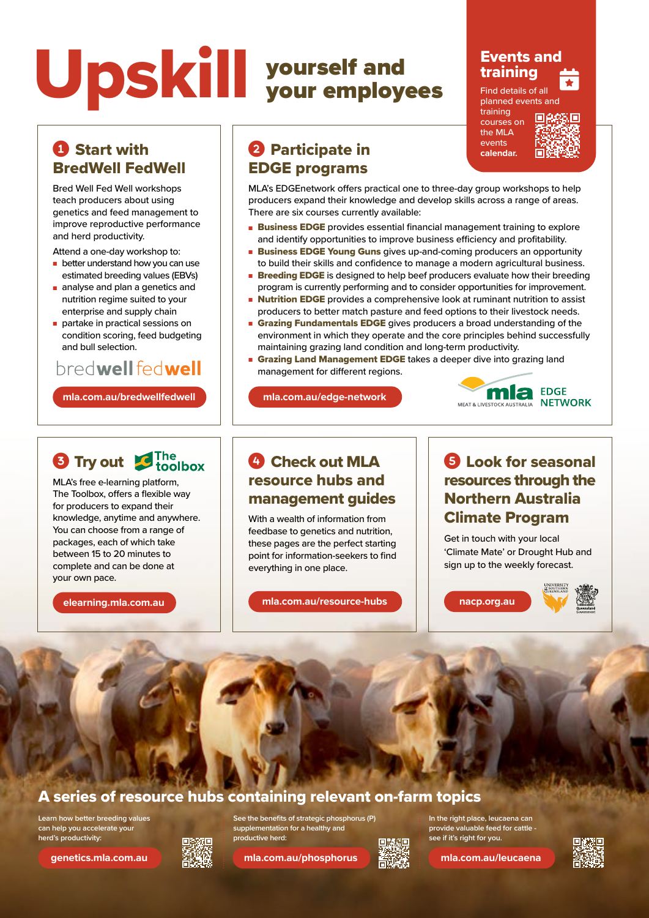# Upskill yourself and your employees

## Events and training

Find details of all planned events and training courses on the MLA events **calendar.**

## 1 Start with BredWell FedWell

Bred Well Fed Well workshops teach producers about using genetics and feed management to improve reproductive performance and herd productivity.

Attend a one-day workshop to:

- better understand how you can use estimated breeding values (EBVs)
- analyse and plan a genetics and nutrition regime suited to your enterprise and supply chain
- partake in practical sessions on condition scoring, feed budgeting and bull selection.

bredwell fedwell

**mla.com.au/bredwellfedwell**

## 2 Participate in EDGE programs

MLA's EDGEnetwork offers practical one to three-day group workshops to help producers expand their knowledge and develop skills across a range of areas. There are six courses currently available:

- **Business EDGE** provides essential financial management training to explore and identify opportunities to improve business efficiency and profitability.
- **Business EDGE Young Guns** gives up-and-coming producers an opportunity to build their skills and confidence to manage a modern agricultural business.
- **Breeding EDGE** is designed to help beef producers evaluate how their breeding program is currently performing and to consider opportunities for improvement.
- **Nutrition EDGE** provides a comprehensive look at ruminant nutrition to assist producers to better match pasture and feed options to their livestock needs.
- **Grazing Fundamentals EDGE** gives producers a broad understanding of the environment in which they operate and the core principles behind successfully maintaining grazing land condition and long-term productivity.
- **Grazing Land Management EDGE** takes a deeper dive into grazing land management for different regions.

**mla.com.au/edge-network**

mla MEAT & LIVESTOCK AUSTRALIA EDGE NETWORK

## 3 Try out The toolbox

MLA's free e-learning platform, The Toolbox, offers a flexible way for producers to expand their knowledge, anytime and anywhere. You can choose from a range of packages, each of which take between 15 to 20 minutes to complete and can be done at your own pace.

**elearning.mla.com.au**

## 4 Check out MLA resource hubs and management guides

With a wealth of information from feedbase to genetics and nutrition, these pages are the perfect starting point for information-seekers to find everything in one place.

**mla.com.au/resource-hubs**

## 5 Look for seasonal resources through the Northern Australia Climate Program

Get in touch with your local 'Climate Mate' or Drought Hub and sign up to the weekly forecast.

**nacp.org.au**

## A series of resource hubs containing relevant on-farm topics

Learn how better breeding values can help you accelerate your herd's productivity:

**genetics.mla.com.au**

See the benefits of strategic phosphorus (P) supplementation for a healthy and productive herd:

**mla.com.au/phosphorus**

In the right place, leucaena can provide valuable feed for cattle - see if it's right for you.

**mla.com.au/leucaena**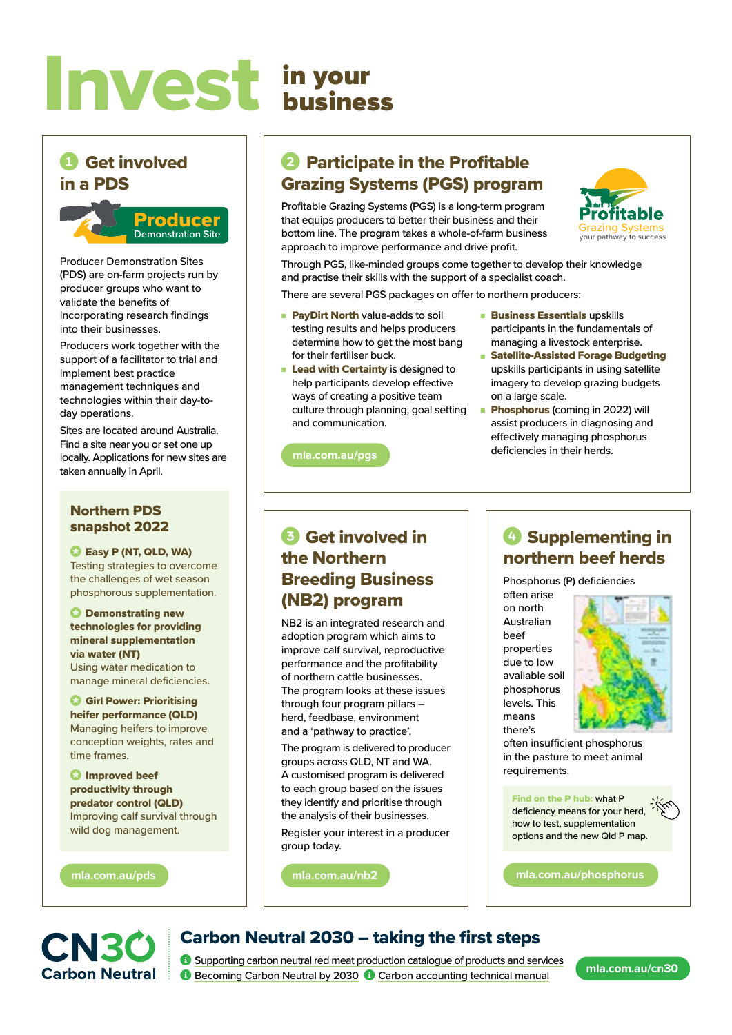# Invest in your business

## 1 Get involved in a PDS

Producer Demonstration Site

Producer Demonstration Sites (PDS) are on-farm projects run by producer groups who want to validate the benefits of incorporating research findings into their businesses.

Producers work together with the support of a facilitator to trial and implement best practice management techniques and technologies within their day-to-day operations.

Sites are located around Australia. Find a site near you or set one up locally. Applications for new sites are taken annually in April.

### Northern PDS snapshot 2022

**Easy P (NT, QLD, WA)**
Testing strategies to overcome the challenges of wet season phosphorous supplementation.

**Demonstrating new technologies for providing mineral supplementation via water (NT)**
Using water medication to manage mineral deficiencies.

**Girl Power: Prioritising heifer performance (QLD)**
Managing heifers to improve conception weights, rates and time frames.

**Improved beef productivity through predator control (QLD)**
Improving calf survival through wild dog management.

mla.com.au/pds

## 2 Participate in the Profitable Grazing Systems (PGS) program

Profitable Grazing Systems — your pathway to success

Profitable Grazing Systems (PGS) is a long-term program that equips producers to better their business and their bottom line. The program takes a whole-of-farm business approach to improve performance and drive profit.

Through PGS, like-minded groups come together to develop their knowledge and practise their skills with the support of a specialist coach.

There are several PGS packages on offer to northern producers:

- **PayDirt North** value-adds to soil testing results and helps producers determine how to get the most bang for their fertiliser buck.
- **Lead with Certainty** is designed to help participants develop effective ways of creating a positive team culture through planning, goal setting and communication.
- **Business Essentials** upskills participants in the fundamentals of managing a livestock enterprise.
- **Satellite-Assisted Forage Budgeting** upskills participants in using satellite imagery to develop grazing budgets on a large scale.
- **Phosphorus** (coming in 2022) will assist producers in diagnosing and effectively managing phosphorus deficiencies in their herds.

mla.com.au/pgs

## 3 Get involved in the Northern Breeding Business (NB2) program

NB2 is an integrated research and adoption program which aims to improve calf survival, reproductive performance and the profitability of northern cattle businesses.

The program looks at these issues through four program pillars – herd, feedbase, environment and a 'pathway to practice'.

The program is delivered to producer groups across QLD, NT and WA. A customised program is delivered to each group based on the issues they identify and prioritise through the analysis of their businesses.

Register your interest in a producer group today.

mla.com.au/nb2

## 4 Supplementing in northern beef herds

Phosphorus (P) deficiencies often arise on north Australian beef properties due to low available soil phosphorus levels. This means there's often insufficient phosphorus in the pasture to meet animal requirements.

**Find on the P hub:** what P deficiency means for your herd, how to test, supplementation options and the new Qld P map.

mla.com.au/phosphorus

## CN30 Carbon Neutral

### Carbon Neutral 2030 – taking the first steps

- Supporting carbon neutral red meat production catalogue of products and services
- Becoming Carbon Neutral by 2030
- Carbon accounting technical manual

mla.com.au/cn30